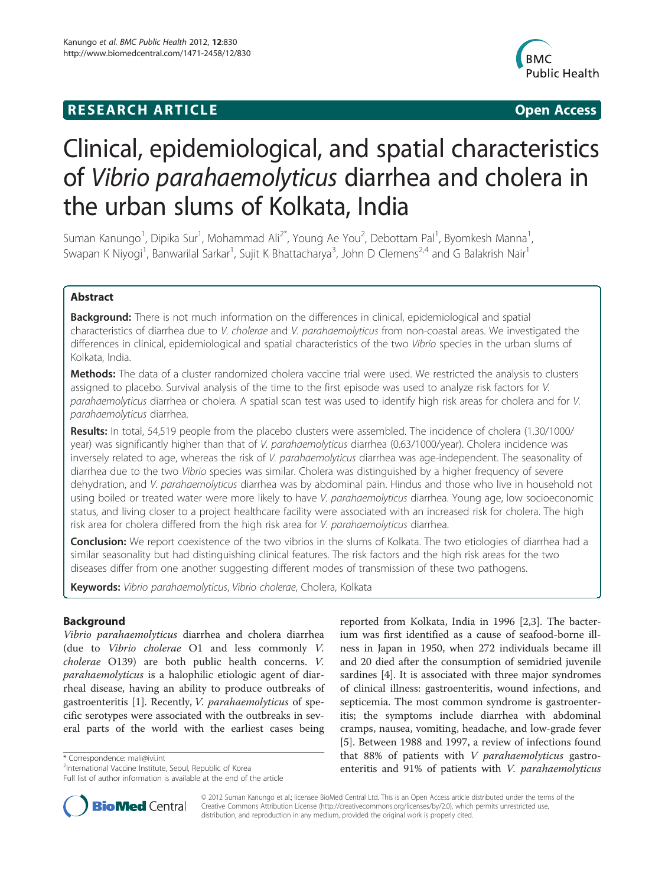**RESEARCH ARTICLE** **Open Access**

# Clinical, epidemiological, and spatial characteristics of *Vibrio parahaemolyticus* diarrhea and cholera in the urban slums of Kolkata, India

Suman Kanungo[1], Dipika Sur[1], Mohammad Ali[2*], Young Ae You[2], Debottam Pal[1], Byomkesh Manna[1], Swapan K Niyogi[1], Banwarilal Sarkar[1], Sujit K Bhattacharya[3], John D Clemens[2,4] and G Balakrish Nair[1]

## Abstract

**Background:** There is not much information on the differences in clinical, epidemiological and spatial characteristics of diarrhea due to *V. cholerae* and *V. parahaemolyticus* from non-coastal areas. We investigated the differences in clinical, epidemiological and spatial characteristics of the two *Vibrio* species in the urban slums of Kolkata, India.

**Methods:** The data of a cluster randomized cholera vaccine trial were used. We restricted the analysis to clusters assigned to placebo. Survival analysis of the time to the first episode was used to analyze risk factors for *V. parahaemolyticus* diarrhea or cholera. A spatial scan test was used to identify high risk areas for cholera and for *V. parahaemolyticus* diarrhea.

**Results:** In total, 54,519 people from the placebo clusters were assembled. The incidence of cholera (1.30/1000/year) was significantly higher than that of *V. parahaemolyticus* diarrhea (0.63/1000/year). Cholera incidence was inversely related to age, whereas the risk of *V. parahaemolyticus* diarrhea was age-independent. The seasonality of diarrhea due to the two *Vibrio* species was similar. Cholera was distinguished by a higher frequency of severe dehydration, and *V. parahaemolyticus* diarrhea was by abdominal pain. Hindus and those who live in household not using boiled or treated water were more likely to have *V. parahaemolyticus* diarrhea. Young age, low socioeconomic status, and living closer to a project healthcare facility were associated with an increased risk for cholera. The high risk area for cholera differed from the high risk area for *V. parahaemolyticus* diarrhea.

**Conclusion:** We report coexistence of the two vibrios in the slums of Kolkata. The two etiologies of diarrhea had a similar seasonality but had distinguishing clinical features. The risk factors and the high risk areas for the two diseases differ from one another suggesting different modes of transmission of these two pathogens.

**Keywords:** *Vibrio parahaemolyticus*, *Vibrio cholerae*, Cholera, Kolkata

## Background

*Vibrio parahaemolyticus* diarrhea and cholera diarrhea (due to *Vibrio cholerae* O1 and less commonly *V. cholerae* O139) are both public health concerns. *V. parahaemolyticus* is a halophilic etiologic agent of diarrheal disease, having an ability to produce outbreaks of gastroenteritis [1]. Recently, *V. parahaemolyticus* of specific serotypes were associated with the outbreaks in several parts of the world with the earliest cases being reported from Kolkata, India in 1996 [2,3]. The bacterium was first identified as a cause of seafood-borne illness in Japan in 1950, when 272 individuals became ill and 20 died after the consumption of semidried juvenile sardines [4]. It is associated with three major syndromes of clinical illness: gastroenteritis, wound infections, and septicemia. The most common syndrome is gastroenteritis; the symptoms include diarrhea with abdominal cramps, nausea, vomiting, headache, and low-grade fever [5]. Between 1988 and 1997, a review of infections found that 88% of patients with *V parahaemolyticus* gastroenteritis and 91% of patients with *V. parahaemolyticus*

\* Correspondence: mali@ivi.int
[2]International Vaccine Institute, Seoul, Republic of Korea
Full list of author information is available at the end of the article

© 2012 Suman Kanungo et al.; licensee BioMed Central Ltd. This is an Open Access article distributed under the terms of the Creative Commons Attribution License (http://creativecommons.org/licenses/by/2.0), which permits unrestricted use, distribution, and reproduction in any medium, provided the original work is properly cited.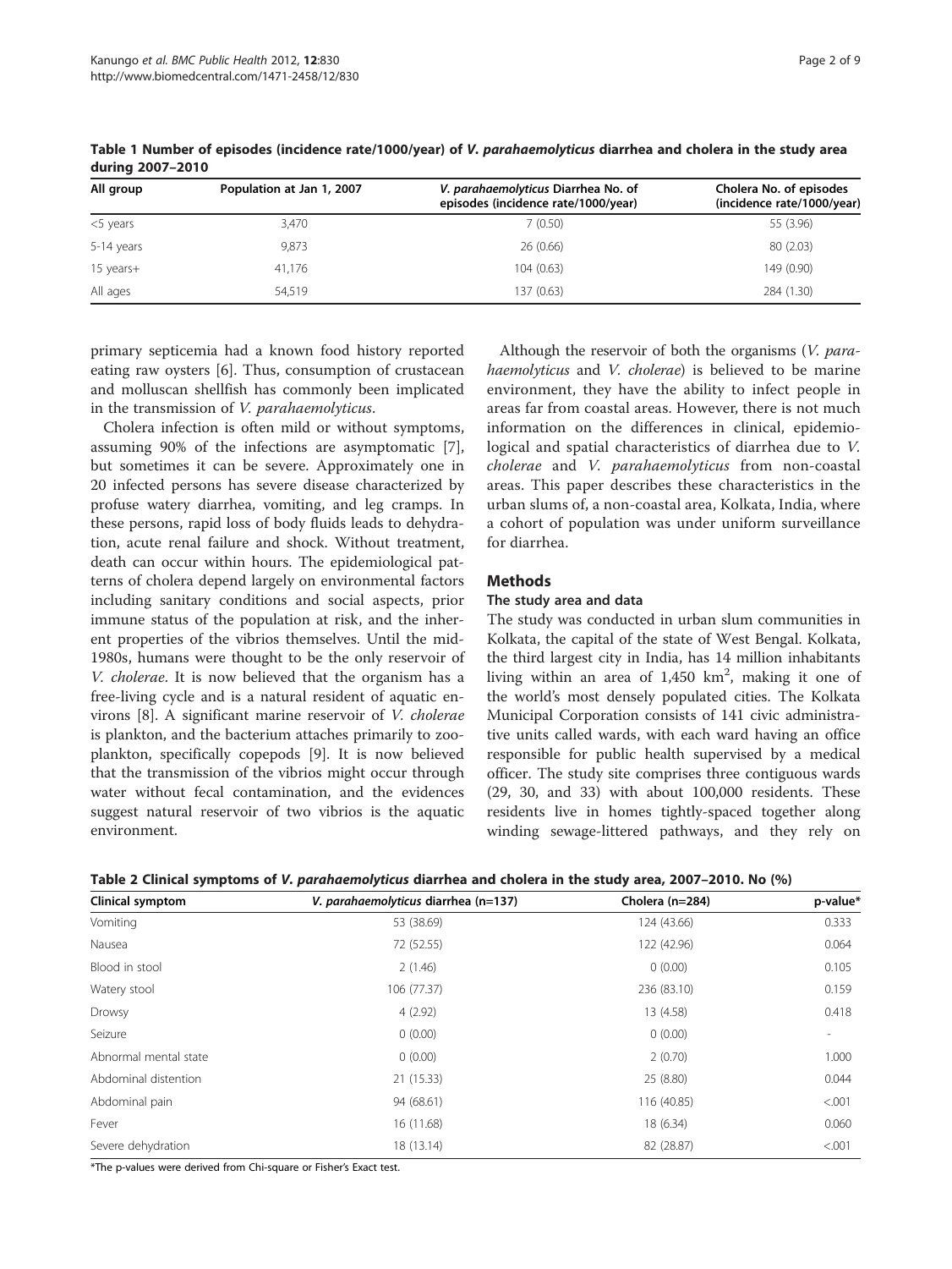**Table 1 Number of episodes (incidence rate/1000/year) of *V. parahaemolyticus* diarrhea and cholera in the study area during 2007–2010**

| All group | Population at Jan 1, 2007 | *V. parahaemolyticus* Diarrhea No. of episodes (incidence rate/1000/year) | Cholera No. of episodes (incidence rate/1000/year) |
|---|---|---|---|
| <5 years | 3,470 | 7 (0.50) | 55 (3.96) |
| 5-14 years | 9,873 | 26 (0.66) | 80 (2.03) |
| 15 years+ | 41,176 | 104 (0.63) | 149 (0.90) |
| All ages | 54,519 | 137 (0.63) | 284 (1.30) |

primary septicemia had a known food history reported eating raw oysters [6]. Thus, consumption of crustacean and molluscan shellfish has commonly been implicated in the transmission of *V. parahaemolyticus*.

Cholera infection is often mild or without symptoms, assuming 90% of the infections are asymptomatic [7], but sometimes it can be severe. Approximately one in 20 infected persons has severe disease characterized by profuse watery diarrhea, vomiting, and leg cramps. In these persons, rapid loss of body fluids leads to dehydration, acute renal failure and shock. Without treatment, death can occur within hours. The epidemiological patterns of cholera depend largely on environmental factors including sanitary conditions and social aspects, prior immune status of the population at risk, and the inherent properties of the vibrios themselves. Until the mid-1980s, humans were thought to be the only reservoir of *V. cholerae*. It is now believed that the organism has a free-living cycle and is a natural resident of aquatic environs [8]. A significant marine reservoir of *V. cholerae* is plankton, and the bacterium attaches primarily to zooplankton, specifically copepods [9]. It is now believed that the transmission of the vibrios might occur through water without fecal contamination, and the evidences suggest natural reservoir of two vibrios is the aquatic environment.

Although the reservoir of both the organisms (*V. parahaemolyticus* and *V. cholerae*) is believed to be marine environment, they have the ability to infect people in areas far from coastal areas. However, there is not much information on the differences in clinical, epidemiological and spatial characteristics of diarrhea due to *V. cholerae* and *V. parahaemolyticus* from non-coastal areas. This paper describes these characteristics in the urban slums of, a non-coastal area, Kolkata, India, where a cohort of population was under uniform surveillance for diarrhea.

## Methods

### The study area and data

The study was conducted in urban slum communities in Kolkata, the capital of the state of West Bengal. Kolkata, the third largest city in India, has 14 million inhabitants living within an area of 1,450 km$^2$, making it one of the world's most densely populated cities. The Kolkata Municipal Corporation consists of 141 civic administrative units called wards, with each ward having an office responsible for public health supervised by a medical officer. The study site comprises three contiguous wards (29, 30, and 33) with about 100,000 residents. These residents live in homes tightly-spaced together along winding sewage-littered pathways, and they rely on

**Table 2 Clinical symptoms of *V. parahaemolyticus* diarrhea and cholera in the study area, 2007–2010. No (%)**

| Clinical symptom | *V. parahaemolyticus* diarrhea (n=137) | Cholera (n=284) | p-value* |
|---|---|---|---|
| Vomiting | 53 (38.69) | 124 (43.66) | 0.333 |
| Nausea | 72 (52.55) | 122 (42.96) | 0.064 |
| Blood in stool | 2 (1.46) | 0 (0.00) | 0.105 |
| Watery stool | 106 (77.37) | 236 (83.10) | 0.159 |
| Drowsy | 4 (2.92) | 13 (4.58) | 0.418 |
| Seizure | 0 (0.00) | 0 (0.00) | - |
| Abnormal mental state | 0 (0.00) | 2 (0.70) | 1.000 |
| Abdominal distention | 21 (15.33) | 25 (8.80) | 0.044 |
| Abdominal pain | 94 (68.61) | 116 (40.85) | <.001 |
| Fever | 16 (11.68) | 18 (6.34) | 0.060 |
| Severe dehydration | 18 (13.14) | 82 (28.87) | <.001 |

*The p-values were derived from Chi-square or Fisher's Exact test.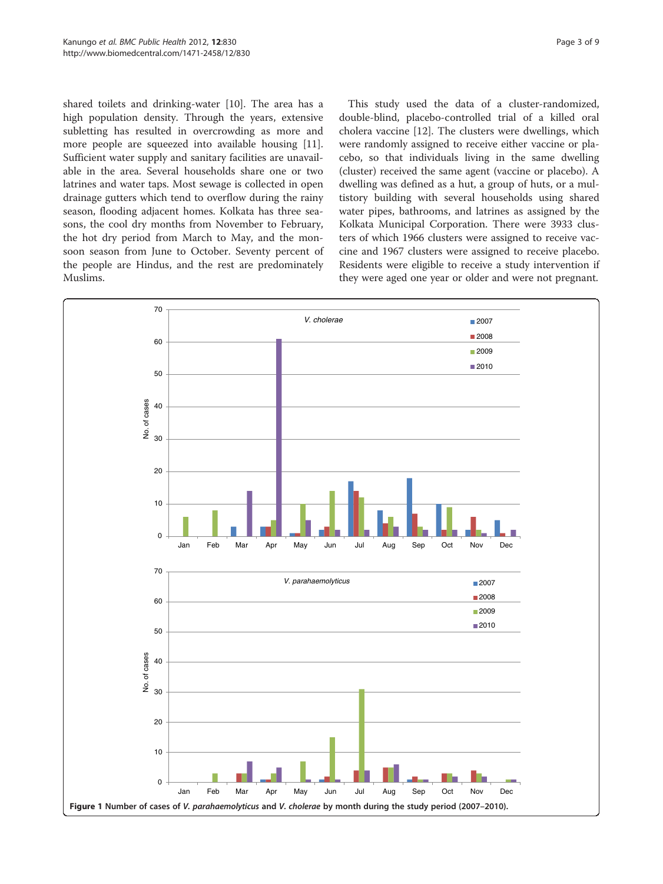shared toilets and drinking-water [10]. The area has a high population density. Through the years, extensive subletting has resulted in overcrowding as more and more people are squeezed into available housing [11]. Sufficient water supply and sanitary facilities are unavailable in the area. Several households share one or two latrines and water taps. Most sewage is collected in open drainage gutters which tend to overflow during the rainy season, flooding adjacent homes. Kolkata has three seasons, the cool dry months from November to February, the hot dry period from March to May, and the monsoon season from June to October. Seventy percent of the people are Hindus, and the rest are predominately Muslims.

This study used the data of a cluster-randomized, double-blind, placebo-controlled trial of a killed oral cholera vaccine [12]. The clusters were dwellings, which were randomly assigned to receive either vaccine or placebo, so that individuals living in the same dwelling (cluster) received the same agent (vaccine or placebo). A dwelling was defined as a hut, a group of huts, or a multistory building with several households using shared water pipes, bathrooms, and latrines as assigned by the Kolkata Municipal Corporation. There were 3933 clusters of which 1966 clusters were assigned to receive vaccine and 1967 clusters were assigned to receive placebo. Residents were eligible to receive a study intervention if they were aged one year or older and were not pregnant.

**Figure 1** Number of cases of *V. parahaemolyticus* and *V. cholerae* by month during the study period (2007–2010).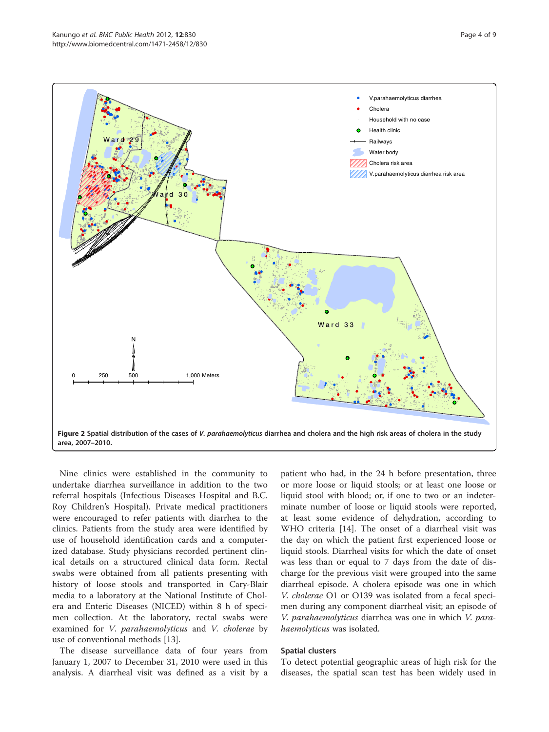**Figure 2 Spatial distribution of the cases of *V. parahaemolyticus* diarrhea and cholera and the high risk areas of cholera in the study area, 2007–2010.**

Nine clinics were established in the community to undertake diarrhea surveillance in addition to the two referral hospitals (Infectious Diseases Hospital and B.C. Roy Children's Hospital). Private medical practitioners were encouraged to refer patients with diarrhea to the clinics. Patients from the study area were identified by use of household identification cards and a computerized database. Study physicians recorded pertinent clinical details on a structured clinical data form. Rectal swabs were obtained from all patients presenting with history of loose stools and transported in Cary-Blair media to a laboratory at the National Institute of Cholera and Enteric Diseases (NICED) within 8 h of specimen collection. At the laboratory, rectal swabs were examined for *V. parahaemolyticus* and *V. cholerae* by use of conventional methods [13].

The disease surveillance data of four years from January 1, 2007 to December 31, 2010 were used in this analysis. A diarrheal visit was defined as a visit by a patient who had, in the 24 h before presentation, three or more loose or liquid stools; or at least one loose or liquid stool with blood; or, if one to two or an indeterminate number of loose or liquid stools were reported, at least some evidence of dehydration, according to WHO criteria [14]. The onset of a diarrheal visit was the day on which the patient first experienced loose or liquid stools. Diarrheal visits for which the date of onset was less than or equal to 7 days from the date of discharge for the previous visit were grouped into the same diarrheal episode. A cholera episode was one in which *V. cholerae* O1 or O139 was isolated from a fecal specimen during any component diarrheal visit; an episode of *V. parahaemolyticus* diarrhea was one in which *V. parahaemolyticus* was isolated.

### Spatial clusters

To detect potential geographic areas of high risk for the diseases, the spatial scan test has been widely used in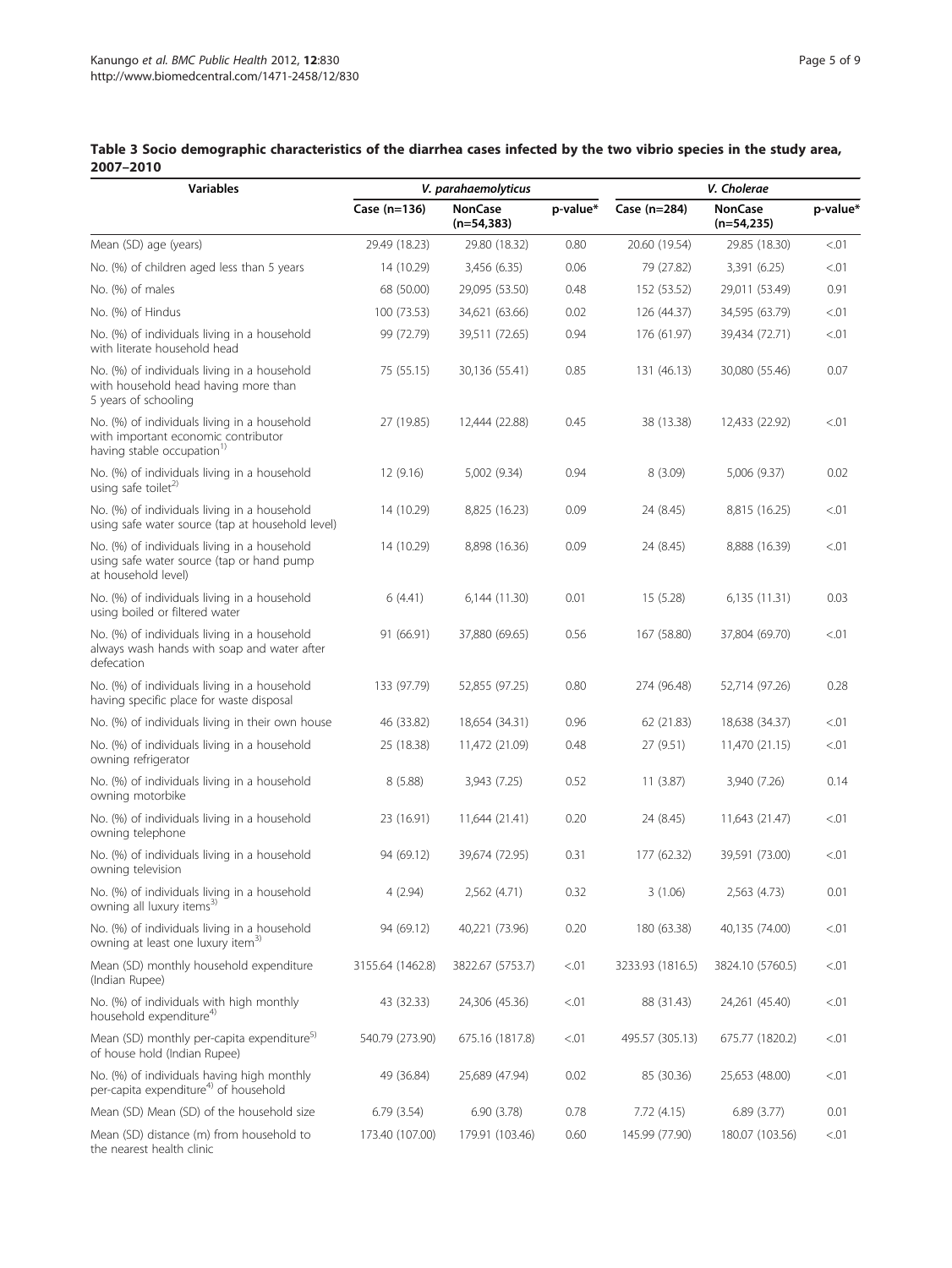**Table 3 Socio demographic characteristics of the diarrhea cases infected by the two vibrio species in the study area, 2007–2010**

| Variables | *V. parahaemolyticus* | | | *V. Cholerae* | | |
|---|---|---|---|---|---|---|
| | Case (n=136) | NonCase (n=54,383) | p-value* | Case (n=284) | NonCase (n=54,235) | p-value* |
| Mean (SD) age (years) | 29.49 (18.23) | 29.80 (18.32) | 0.80 | 20.60 (19.54) | 29.85 (18.30) | <.01 |
| No. (%) of children aged less than 5 years | 14 (10.29) | 3,456 (6.35) | 0.06 | 79 (27.82) | 3,391 (6.25) | <.01 |
| No. (%) of males | 68 (50.00) | 29,095 (53.50) | 0.48 | 152 (53.52) | 29,011 (53.49) | 0.91 |
| No. (%) of Hindus | 100 (73.53) | 34,621 (63.66) | 0.02 | 126 (44.37) | 34,595 (63.79) | <.01 |
| No. (%) of individuals living in a household with literate household head | 99 (72.79) | 39,511 (72.65) | 0.94 | 176 (61.97) | 39,434 (72.71) | <.01 |
| No. (%) of individuals living in a household with household head having more than 5 years of schooling | 75 (55.15) | 30,136 (55.41) | 0.85 | 131 (46.13) | 30,080 (55.46) | 0.07 |
| No. (%) of individuals living in a household with important economic contributor having stable occupation[1)] | 27 (19.85) | 12,444 (22.88) | 0.45 | 38 (13.38) | 12,433 (22.92) | <.01 |
| No. (%) of individuals living in a household using safe toilet[2)] | 12 (9.16) | 5,002 (9.34) | 0.94 | 8 (3.09) | 5,006 (9.37) | 0.02 |
| No. (%) of individuals living in a household using safe water source (tap at household level) | 14 (10.29) | 8,825 (16.23) | 0.09 | 24 (8.45) | 8,815 (16.25) | <.01 |
| No. (%) of individuals living in a household using safe water source (tap or hand pump at household level) | 14 (10.29) | 8,898 (16.36) | 0.09 | 24 (8.45) | 8,888 (16.39) | <.01 |
| No. (%) of individuals living in a household using boiled or filtered water | 6 (4.41) | 6,144 (11.30) | 0.01 | 15 (5.28) | 6,135 (11.31) | 0.03 |
| No. (%) of individuals living in a household always wash hands with soap and water after defecation | 91 (66.91) | 37,880 (69.65) | 0.56 | 167 (58.80) | 37,804 (69.70) | <.01 |
| No. (%) of individuals living in a household having specific place for waste disposal | 133 (97.79) | 52,855 (97.25) | 0.80 | 274 (96.48) | 52,714 (97.26) | 0.28 |
| No. (%) of individuals living in their own house | 46 (33.82) | 18,654 (34.31) | 0.96 | 62 (21.83) | 18,638 (34.37) | <.01 |
| No. (%) of individuals living in a household owning refrigerator | 25 (18.38) | 11,472 (21.09) | 0.48 | 27 (9.51) | 11,470 (21.15) | <.01 |
| No. (%) of individuals living in a household owning motorbike | 8 (5.88) | 3,943 (7.25) | 0.52 | 11 (3.87) | 3,940 (7.26) | 0.14 |
| No. (%) of individuals living in a household owning telephone | 23 (16.91) | 11,644 (21.41) | 0.20 | 24 (8.45) | 11,643 (21.47) | <.01 |
| No. (%) of individuals living in a household owning television | 94 (69.12) | 39,674 (72.95) | 0.31 | 177 (62.32) | 39,591 (73.00) | <.01 |
| No. (%) of individuals living in a household owning all luxury items[3)] | 4 (2.94) | 2,562 (4.71) | 0.32 | 3 (1.06) | 2,563 (4.73) | 0.01 |
| No. (%) of individuals living in a household owning at least one luxury item[3)] | 94 (69.12) | 40,221 (73.96) | 0.20 | 180 (63.38) | 40,135 (74.00) | <.01 |
| Mean (SD) monthly household expenditure (Indian Rupee) | 3155.64 (1462.8) | 3822.67 (5753.7) | <.01 | 3233.93 (1816.5) | 3824.10 (5760.5) | <.01 |
| No. (%) of individuals with high monthly household expenditure[4)] | 43 (32.33) | 24,306 (45.36) | <.01 | 88 (31.43) | 24,261 (45.40) | <.01 |
| Mean (SD) monthly per-capita expenditure[5)] of house hold (Indian Rupee) | 540.79 (273.90) | 675.16 (1817.8) | <.01 | 495.57 (305.13) | 675.77 (1820.2) | <.01 |
| No. (%) of individuals having high monthly per-capita expenditure[4)] of household | 49 (36.84) | 25,689 (47.94) | 0.02 | 85 (30.36) | 25,653 (48.00) | <.01 |
| Mean (SD) Mean (SD) of the household size | 6.79 (3.54) | 6.90 (3.78) | 0.78 | 7.72 (4.15) | 6.89 (3.77) | 0.01 |
| Mean (SD) distance (m) from household to the nearest health clinic | 173.40 (107.00) | 179.91 (103.46) | 0.60 | 145.99 (77.90) | 180.07 (103.56) | <.01 |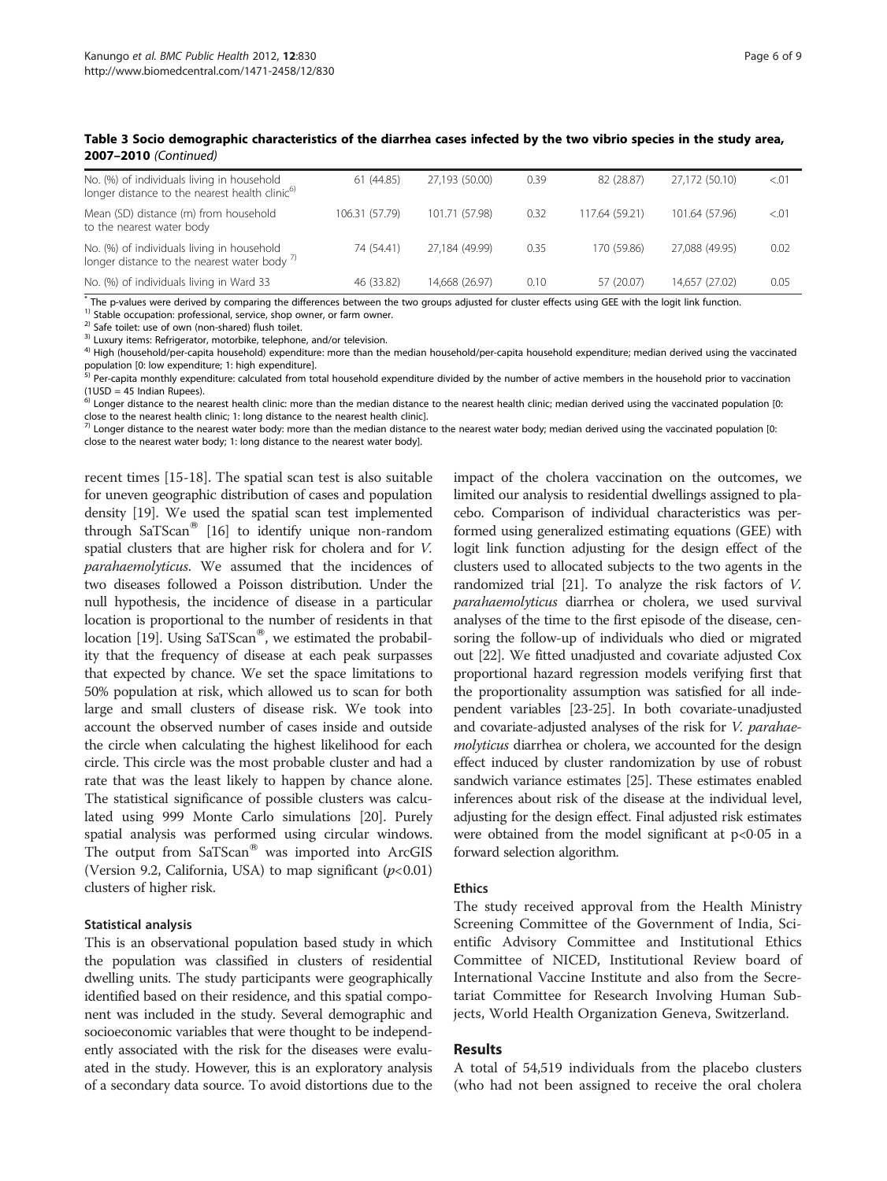**Table 3 Socio demographic characteristics of the diarrhea cases infected by the two vibrio species in the study area, 2007–2010** *(Continued)*

| | | | | | | |
|---|---|---|---|---|---|---|
| No. (%) of individuals living in household longer distance to the nearest health clinic[6)] | 61 (44.85) | 27,193 (50.00) | 0.39 | 82 (28.87) | 27,172 (50.10) | <.01 |
| Mean (SD) distance (m) from household to the nearest water body | 106.31 (57.79) | 101.71 (57.98) | 0.32 | 117.64 (59.21) | 101.64 (57.96) | <.01 |
| No. (%) of individuals living in household longer distance to the nearest water body [7)] | 74 (54.41) | 27,184 (49.99) | 0.35 | 170 (59.86) | 27,088 (49.95) | 0.02 |
| No. (%) of individuals living in Ward 33 | 46 (33.82) | 14,668 (26.97) | 0.10 | 57 (20.07) | 14,657 (27.02) | 0.05 |

[*] The p-values were derived by comparing the differences between the two groups adjusted for cluster effects using GEE with the logit link function.
[1)] Stable occupation: professional, service, shop owner, or farm owner.
[2)] Safe toilet: use of own (non-shared) flush toilet.
[3)] Luxury items: Refrigerator, motorbike, telephone, and/or television.
[4)] High (household/per-capita household) expenditure: more than the median household/per-capita household expenditure; median derived using the vaccinated population [0: low expenditure; 1: high expenditure].
[5)] Per-capita monthly expenditure: calculated from total household expenditure divided by the number of active members in the household prior to vaccination (1USD = 45 Indian Rupees).
[6)] Longer distance to the nearest health clinic: more than the median distance to the nearest health clinic; median derived using the vaccinated population [0: close to the nearest health clinic; 1: long distance to the nearest health clinic].
[7)] Longer distance to the nearest water body: more than the median distance to the nearest water body; median derived using the vaccinated population [0: close to the nearest water body; 1: long distance to the nearest water body].

recent times [15-18]. The spatial scan test is also suitable for uneven geographic distribution of cases and population density [19]. We used the spatial scan test implemented through SaTScan® [16] to identify unique non-random spatial clusters that are higher risk for cholera and for *V. parahaemolyticus*. We assumed that the incidences of two diseases followed a Poisson distribution. Under the null hypothesis, the incidence of disease in a particular location is proportional to the number of residents in that location [19]. Using SaTScan®, we estimated the probability that the frequency of disease at each peak surpasses that expected by chance. We set the space limitations to 50% population at risk, which allowed us to scan for both large and small clusters of disease risk. We took into account the observed number of cases inside and outside the circle when calculating the highest likelihood for each circle. This circle was the most probable cluster and had a rate that was the least likely to happen by chance alone. The statistical significance of possible clusters was calculated using 999 Monte Carlo simulations [20]. Purely spatial analysis was performed using circular windows. The output from SaTScan® was imported into ArcGIS (Version 9.2, California, USA) to map significant ($p<0.01$) clusters of higher risk.

### Statistical analysis

This is an observational population based study in which the population was classified in clusters of residential dwelling units. The study participants were geographically identified based on their residence, and this spatial component was included in the study. Several demographic and socioeconomic variables that were thought to be independently associated with the risk for the diseases were evaluated in the study. However, this is an exploratory analysis of a secondary data source. To avoid distortions due to the impact of the cholera vaccination on the outcomes, we limited our analysis to residential dwellings assigned to placebo. Comparison of individual characteristics was performed using generalized estimating equations (GEE) with logit link function adjusting for the design effect of the clusters used to allocated subjects to the two agents in the randomized trial [21]. To analyze the risk factors of *V. parahaemolyticus* diarrhea or cholera, we used survival analyses of the time to the first episode of the disease, censoring the follow-up of individuals who died or migrated out [22]. We fitted unadjusted and covariate adjusted Cox proportional hazard regression models verifying first that the proportionality assumption was satisfied for all independent variables [23-25]. In both covariate-unadjusted and covariate-adjusted analyses of the risk for *V. parahaemolyticus* diarrhea or cholera, we accounted for the design effect induced by cluster randomization by use of robust sandwich variance estimates [25]. These estimates enabled inferences about risk of the disease at the individual level, adjusting for the design effect. Final adjusted risk estimates were obtained from the model significant at $p<0·05$ in a forward selection algorithm.

### Ethics

The study received approval from the Health Ministry Screening Committee of the Government of India, Scientific Advisory Committee and Institutional Ethics Committee of NICED, Institutional Review board of International Vaccine Institute and also from the Secretariat Committee for Research Involving Human Subjects, World Health Organization Geneva, Switzerland.

## Results

A total of 54,519 individuals from the placebo clusters (who had not been assigned to receive the oral cholera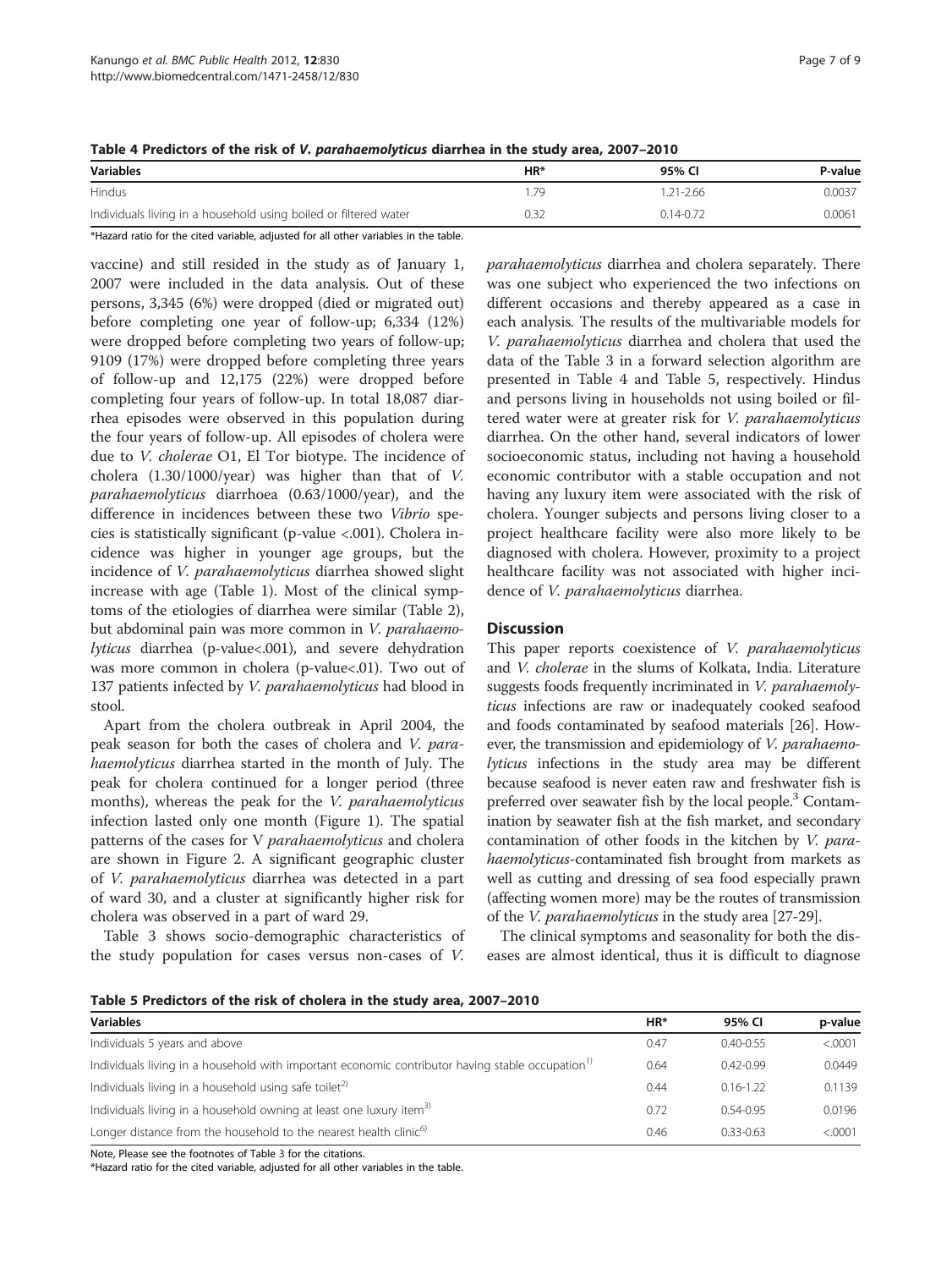**Table 4 Predictors of the risk of *V. parahaemolyticus* diarrhea in the study area, 2007–2010**

| Variables | HR* | 95% CI | P-value |
|---|---|---|---|
| Hindus | 1.79 | 1.21-2.66 | 0.0037 |
| Individuals living in a household using boiled or filtered water | 0.32 | 0.14-0.72 | 0.0061 |

*Hazard ratio for the cited variable, adjusted for all other variables in the table.

vaccine) and still resided in the study as of January 1, 2007 were included in the data analysis. Out of these persons, 3,345 (6%) were dropped (died or migrated out) before completing one year of follow-up; 6,334 (12%) were dropped before completing two years of follow-up; 9109 (17%) were dropped before completing three years of follow-up and 12,175 (22%) were dropped before completing four years of follow-up. In total 18,087 diarrhea episodes were observed in this population during the four years of follow-up. All episodes of cholera were due to *V. cholerae* O1, El Tor biotype. The incidence of cholera (1.30/1000/year) was higher than that of *V. parahaemolyticus* diarrhoea (0.63/1000/year), and the difference in incidences between these two *Vibrio* species is statistically significant (p-value <.001). Cholera incidence was higher in younger age groups, but the incidence of *V. parahaemolyticus* diarrhea showed slight increase with age (Table 1). Most of the clinical symptoms of the etiologies of diarrhea were similar (Table 2), but abdominal pain was more common in *V. parahaemolyticus* diarrhea (p-value<.001), and severe dehydration was more common in cholera (p-value<.01). Two out of 137 patients infected by *V. parahaemolyticus* had blood in stool.

Apart from the cholera outbreak in April 2004, the peak season for both the cases of cholera and *V. parahaemolyticus* diarrhea started in the month of July. The peak for cholera continued for a longer period (three months), whereas the peak for the *V. parahaemolyticus* infection lasted only one month (Figure 1). The spatial patterns of the cases for V *parahaemolyticus* and cholera are shown in Figure 2. A significant geographic cluster of *V. parahaemolyticus* diarrhea was detected in a part of ward 30, and a cluster at significantly higher risk for cholera was observed in a part of ward 29.

Table 3 shows socio-demographic characteristics of the study population for cases versus non-cases of *V. parahaemolyticus* diarrhea and cholera separately. There was one subject who experienced the two infections on different occasions and thereby appeared as a case in each analysis. The results of the multivariable models for *V. parahaemolyticus* diarrhea and cholera that used the data of the Table 3 in a forward selection algorithm are presented in Table 4 and Table 5, respectively. Hindus and persons living in households not using boiled or filtered water were at greater risk for *V. parahaemolyticus* diarrhea. On the other hand, several indicators of lower socioeconomic status, including not having a household economic contributor with a stable occupation and not having any luxury item were associated with the risk of cholera. Younger subjects and persons living closer to a project healthcare facility were also more likely to be diagnosed with cholera. However, proximity to a project healthcare facility was not associated with higher incidence of *V. parahaemolyticus* diarrhea.

## Discussion

This paper reports coexistence of *V. parahaemolyticus* and *V. cholerae* in the slums of Kolkata, India. Literature suggests foods frequently incriminated in *V. parahaemolyticus* infections are raw or inadequately cooked seafood and foods contaminated by seafood materials [26]. However, the transmission and epidemiology of *V. parahaemolyticus* infections in the study area may be different because seafood is never eaten raw and freshwater fish is preferred over seawater fish by the local people.[3] Contamination by seawater fish at the fish market, and secondary contamination of other foods in the kitchen by *V. parahaemolyticus*-contaminated fish brought from markets as well as cutting and dressing of sea food especially prawn (affecting women more) may be the routes of transmission of the *V. parahaemolyticus* in the study area [27-29].

The clinical symptoms and seasonality for both the diseases are almost identical, thus it is difficult to diagnose

**Table 5 Predictors of the risk of cholera in the study area, 2007–2010**

| Variables | HR* | 95% CI | p-value |
|---|---|---|---|
| Individuals 5 years and above | 0.47 | 0.40-0.55 | <.0001 |
| Individuals living in a household with important economic contributor having stable occupation[1)] | 0.64 | 0.42-0.99 | 0.0449 |
| Individuals living in a household using safe toilet[2)] | 0.44 | 0.16-1.22 | 0.1139 |
| Individuals living in a household owning at least one luxury item[3)] | 0.72 | 0.54-0.95 | 0.0196 |
| Longer distance from the household to the nearest health clinic[6)] | 0.46 | 0.33-0.63 | <.0001 |

Note, Please see the footnotes of Table 3 for the citations.
*Hazard ratio for the cited variable, adjusted for all other variables in the table.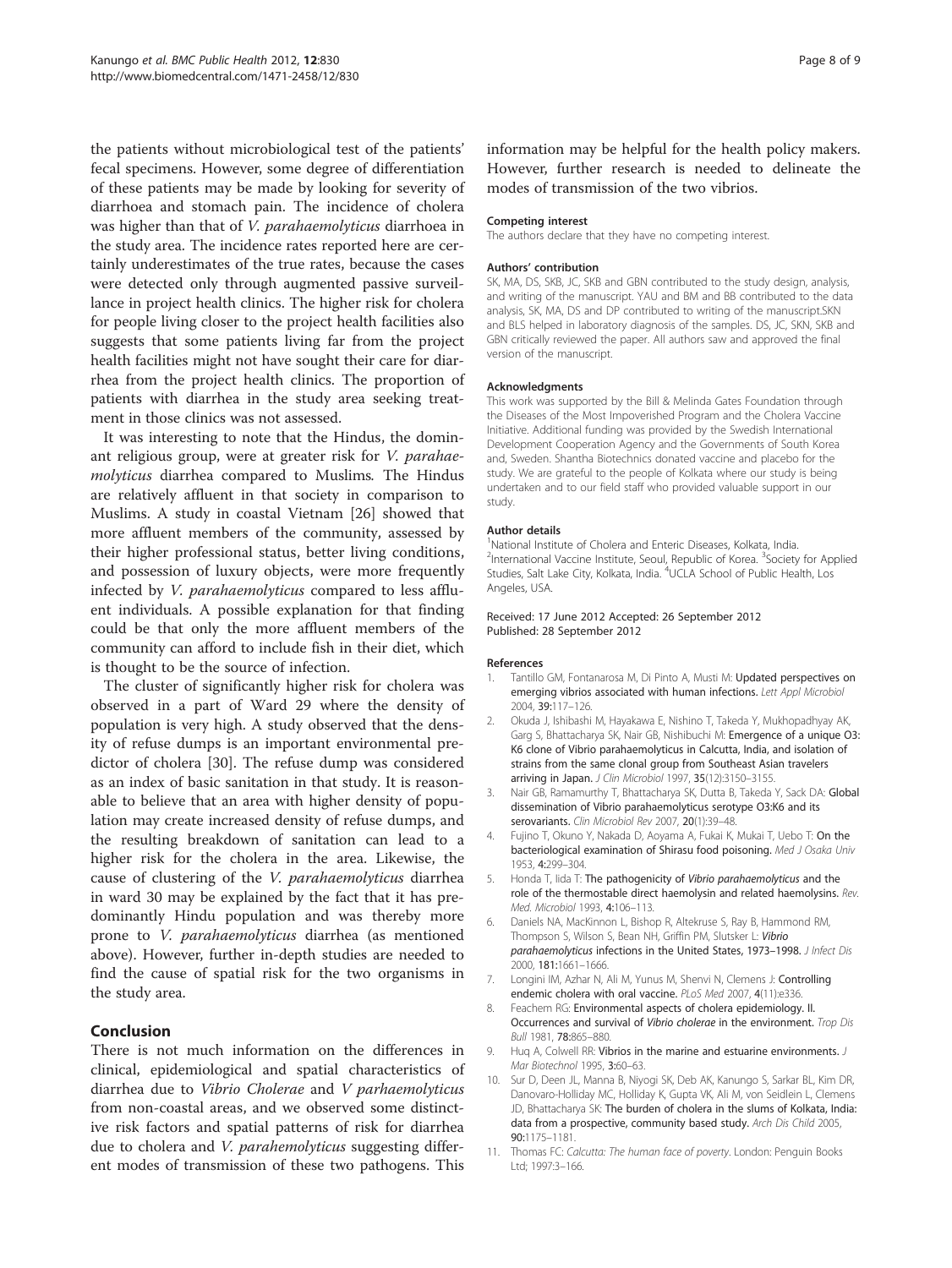the patients without microbiological test of the patients' fecal specimens. However, some degree of differentiation of these patients may be made by looking for severity of diarrhoea and stomach pain. The incidence of cholera was higher than that of *V. parahaemolyticus* diarrhoea in the study area. The incidence rates reported here are certainly underestimates of the true rates, because the cases were detected only through augmented passive surveillance in project health clinics. The higher risk for cholera for people living closer to the project health facilities also suggests that some patients living far from the project health facilities might not have sought their care for diarrhea from the project health clinics. The proportion of patients with diarrhea in the study area seeking treatment in those clinics was not assessed.

It was interesting to note that the Hindus, the dominant religious group, were at greater risk for *V. parahaemolyticus* diarrhea compared to Muslims. The Hindus are relatively affluent in that society in comparison to Muslims. A study in coastal Vietnam [26] showed that more affluent members of the community, assessed by their higher professional status, better living conditions, and possession of luxury objects, were more frequently infected by *V. parahaemolyticus* compared to less affluent individuals. A possible explanation for that finding could be that only the more affluent members of the community can afford to include fish in their diet, which is thought to be the source of infection.

The cluster of significantly higher risk for cholera was observed in a part of Ward 29 where the density of population is very high. A study observed that the density of refuse dumps is an important environmental predictor of cholera [30]. The refuse dump was considered as an index of basic sanitation in that study. It is reasonable to believe that an area with higher density of population may create increased density of refuse dumps, and the resulting breakdown of sanitation can lead to a higher risk for the cholera in the area. Likewise, the cause of clustering of the *V. parahaemolyticus* diarrhea in ward 30 may be explained by the fact that it has predominantly Hindu population and was thereby more prone to *V. parahaemolyticus* diarrhea (as mentioned above). However, further in-depth studies are needed to find the cause of spatial risk for the two organisms in the study area.

## Conclusion

There is not much information on the differences in clinical, epidemiological and spatial characteristics of diarrhea due to *Vibrio Cholerae* and *V parhaemolyticus* from non-coastal areas, and we observed some distinctive risk factors and spatial patterns of risk for diarrhea due to cholera and *V. parahemolyticus* suggesting different modes of transmission of these two pathogens. This information may be helpful for the health policy makers. However, further research is needed to delineate the modes of transmission of the two vibrios.

#### Competing interest

The authors declare that they have no competing interest.

#### Authors' contribution

SK, MA, DS, SKB, JC, SKB and GBN contributed to the study design, analysis, and writing of the manuscript. YAU and BM and BB contributed to the data analysis, SK, MA, DS and DP contributed to writing of the manuscript.SKN and BLS helped in laboratory diagnosis of the samples. DS, JC, SKN, SKB and GBN critically reviewed the paper. All authors saw and approved the final version of the manuscript.

#### Acknowledgments

This work was supported by the Bill & Melinda Gates Foundation through the Diseases of the Most Impoverished Program and the Cholera Vaccine Initiative. Additional funding was provided by the Swedish International Development Cooperation Agency and the Governments of South Korea and, Sweden. Shantha Biotechnics donated vaccine and placebo for the study. We are grateful to the people of Kolkata where our study is being undertaken and to our field staff who provided valuable support in our study.

#### Author details

[1]National Institute of Cholera and Enteric Diseases, Kolkata, India. [2]International Vaccine Institute, Seoul, Republic of Korea. [3]Society for Applied Studies, Salt Lake City, Kolkata, India. [4]UCLA School of Public Health, Los Angeles, USA.

Received: 17 June 2012 Accepted: 26 September 2012
Published: 28 September 2012

#### References

1. Tantillo GM, Fontanarosa M, Di Pinto A, Musti M: Updated perspectives on emerging vibrios associated with human infections. *Lett Appl Microbiol* 2004, 39:117–126.
2. Okuda J, Ishibashi M, Hayakawa E, Nishino T, Takeda Y, Mukhopadhyay AK, Garg S, Bhattacharya SK, Nair GB, Nishibuchi M: Emergence of a unique O3:K6 clone of Vibrio parahaemolyticus in Calcutta, India, and isolation of strains from the same clonal group from Southeast Asian travelers arriving in Japan. *J Clin Microbiol* 1997, 35(12):3150–3155.
3. Nair GB, Ramamurthy T, Bhattacharya SK, Dutta B, Takeda Y, Sack DA: Global dissemination of Vibrio parahaemolyticus serotype O3:K6 and its serovariants. *Clin Microbiol Rev* 2007, 20(1):39–48.
4. Fujino T, Okuno Y, Nakada D, Aoyama A, Fukai K, Mukai T, Uebo T: On the bacteriological examination of Shirasu food poisoning. *Med J Osaka Univ* 1953, 4:299–304.
5. Honda T, Iida T: The pathogenicity of *Vibrio parahaemolyticus* and the role of the thermostable direct haemolysin and related haemolysins. *Rev. Med. Microbiol* 1993, 4:106–113.
6. Daniels NA, MacKinnon L, Bishop R, Altekruse S, Ray B, Hammond RM, Thompson S, Wilson S, Bean NH, Griffin PM, Slutsker L: *Vibrio parahaemolyticus* infections in the United States, 1973–1998. *J Infect Dis* 2000, 181:1661–1666.
7. Longini IM, Azhar N, Ali M, Yunus M, Shenvi N, Clemens J: Controlling endemic cholera with oral vaccine. *PLoS Med* 2007, 4(11):e336.
8. Feachem RG: Environmental aspects of cholera epidemiology. II. Occurrences and survival of *Vibrio cholerae* in the environment. *Trop Dis Bull* 1981, 78:865–880.
9. Huq A, Colwell RR: Vibrios in the marine and estuarine environments. *J Mar Biotechnol* 1995, 3:60–63.
10. Sur D, Deen JL, Manna B, Niyogi SK, Deb AK, Kanungo S, Sarkar BL, Kim DR, Danovaro-Holliday MC, Holliday K, Gupta VK, Ali M, von Seidlein L, Clemens JD, Bhattacharya SK: The burden of cholera in the slums of Kolkata, India: data from a prospective, community based study. *Arch Dis Child* 2005, 90:1175–1181.
11. Thomas FC: *Calcutta: The human face of poverty*. London: Penguin Books Ltd; 1997:3–166.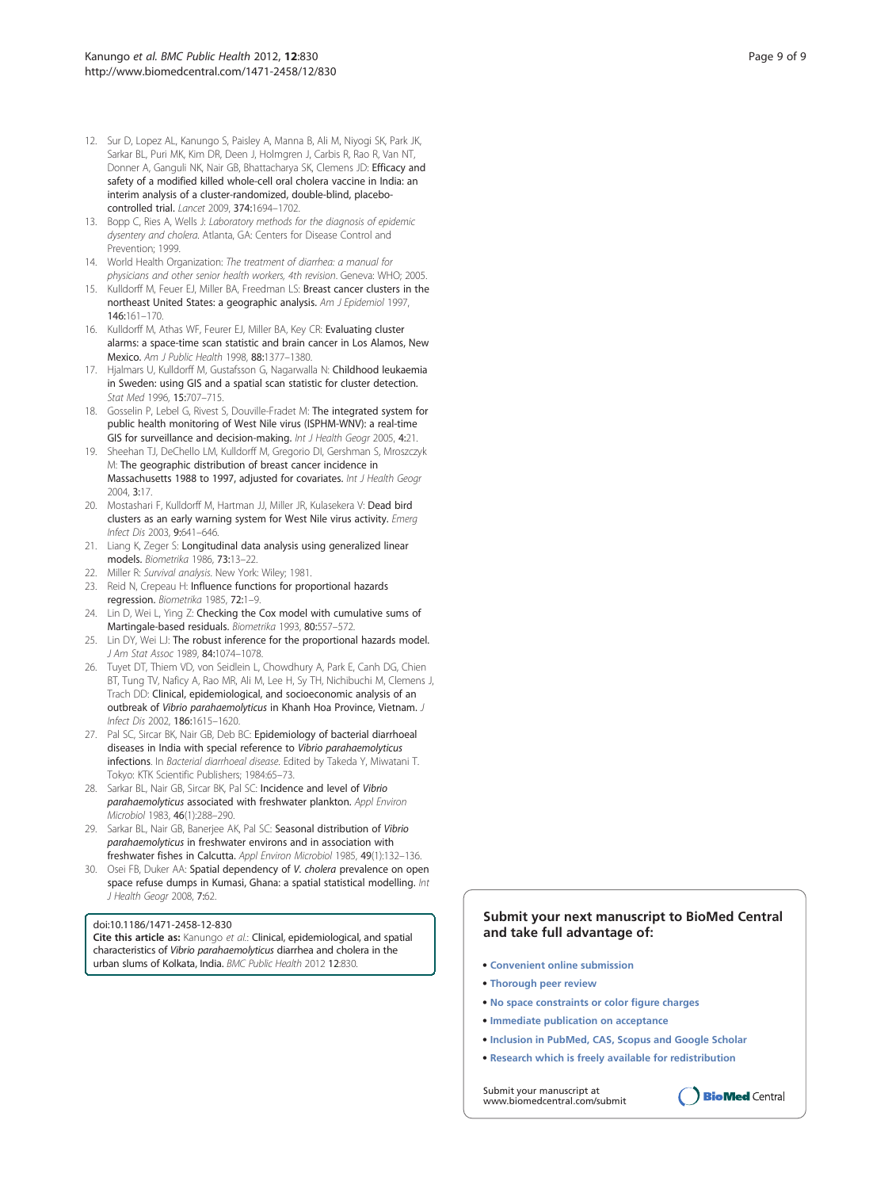12. Sur D, Lopez AL, Kanungo S, Paisley A, Manna B, Ali M, Niyogi SK, Park JK, Sarkar BL, Puri MK, Kim DR, Deen J, Holmgren J, Carbis R, Rao R, Van NT, Donner A, Ganguli NK, Nair GB, Bhattacharya SK, Clemens JD: **Efficacy and safety of a modified killed whole-cell oral cholera vaccine in India: an interim analysis of a cluster-randomized, double-blind, placebo-controlled trial.** *Lancet* 2009, **374:**1694–1702.
13. Bopp C, Ries A, Wells J: *Laboratory methods for the diagnosis of epidemic dysentery and cholera.* Atlanta, GA: Centers for Disease Control and Prevention; 1999.
14. World Health Organization: *The treatment of diarrhea: a manual for physicians and other senior health workers, 4th revision.* Geneva: WHO; 2005.
15. Kulldorff M, Feuer EJ, Miller BA, Freedman LS: **Breast cancer clusters in the northeast United States: a geographic analysis.** *Am J Epidemiol* 1997, **146:**161–170.
16. Kulldorff M, Athas WF, Feurer EJ, Miller BA, Key CR: **Evaluating cluster alarms: a space-time scan statistic and brain cancer in Los Alamos, New Mexico.** *Am J Public Health* 1998, **88:**1377–1380.
17. Hjalmars U, Kulldorff M, Gustafsson G, Nagarwalla N: **Childhood leukaemia in Sweden: using GIS and a spatial scan statistic for cluster detection.** *Stat Med* 1996, **15:**707–715.
18. Gosselin P, Lebel G, Rivest S, Douville-Fradet M: **The integrated system for public health monitoring of West Nile virus (ISPHM-WNV): a real-time GIS for surveillance and decision-making.** *Int J Health Geogr* 2005, **4:**21.
19. Sheehan TJ, DeChello LM, Kulldorff M, Gregorio DI, Gershman S, Mroszczyk M: **The geographic distribution of breast cancer incidence in Massachusetts 1988 to 1997, adjusted for covariates.** *Int J Health Geogr* 2004, **3:**17.
20. Mostashari F, Kulldorff M, Hartman JJ, Miller JR, Kulasekera V: **Dead bird clusters as an early warning system for West Nile virus activity.** *Emerg Infect Dis* 2003, **9:**641–646.
21. Liang K, Zeger S: **Longitudinal data analysis using generalized linear models.** *Biometrika* 1986, **73:**13–22.
22. Miller R: *Survival analysis.* New York: Wiley; 1981.
23. Reid N, Crepeau H: **Influence functions for proportional hazards regression.** *Biometrika* 1985, **72:**1–9.
24. Lin D, Wei L, Ying Z: **Checking the Cox model with cumulative sums of Martingale-based residuals.** *Biometrika* 1993, **80:**557–572.
25. Lin DY, Wei LJ: **The robust inference for the proportional hazards model.** *J Am Stat Assoc* 1989, **84:**1074–1078.
26. Tuyet DT, Thiem VD, von Seidlein L, Chowdhury A, Park E, Canh DG, Chien BT, Tung TV, Naficy A, Rao MR, Ali M, Lee H, Sy TH, Nichibuchi M, Clemens J, Trach DD: **Clinical, epidemiological, and socioeconomic analysis of an outbreak of *Vibrio parahaemolyticus* in Khanh Hoa Province, Vietnam.** *J Infect Dis* 2002, **186:**1615–1620.
27. Pal SC, Sircar BK, Nair GB, Deb BC: **Epidemiology of bacterial diarrhoeal diseases in India with special reference to *Vibrio parahaemolyticus* infections.** In *Bacterial diarrhoeal disease.* Edited by Takeda Y, Miwatani T. Tokyo: KTK Scientific Publishers; 1984:65–73.
28. Sarkar BL, Nair GB, Sircar BK, Pal SC: **Incidence and level of *Vibrio parahaemolyticus* associated with freshwater plankton.** *Appl Environ Microbiol* 1983, **46**(1):288–290.
29. Sarkar BL, Nair GB, Banerjee AK, Pal SC: **Seasonal distribution of *Vibrio parahaemolyticus* in freshwater environs and in association with freshwater fishes in Calcutta.** *Appl Environ Microbiol* 1985, **49**(1):132–136.
30. Osei FB, Duker AA: **Spatial dependency of *V. cholera* prevalence on open space refuse dumps in Kumasi, Ghana: a spatial statistical modelling.** *Int J Health Geogr* 2008, **7:**62.

doi:10.1186/1471-2458-12-830

**Cite this article as:** Kanungo *et al.*: Clinical, epidemiological, and spatial characteristics of *Vibrio parahaemolyticus* diarrhea and cholera in the urban slums of Kolkata, India. *BMC Public Health* 2012 **12**:830.

**Submit your next manuscript to BioMed Central and take full advantage of:**

- **Convenient online submission**
- **Thorough peer review**
- **No space constraints or color figure charges**
- **Immediate publication on acceptance**
- **Inclusion in PubMed, CAS, Scopus and Google Scholar**
- **Research which is freely available for redistribution**

Submit your manuscript at www.biomedcentral.com/submit

BioMed Central